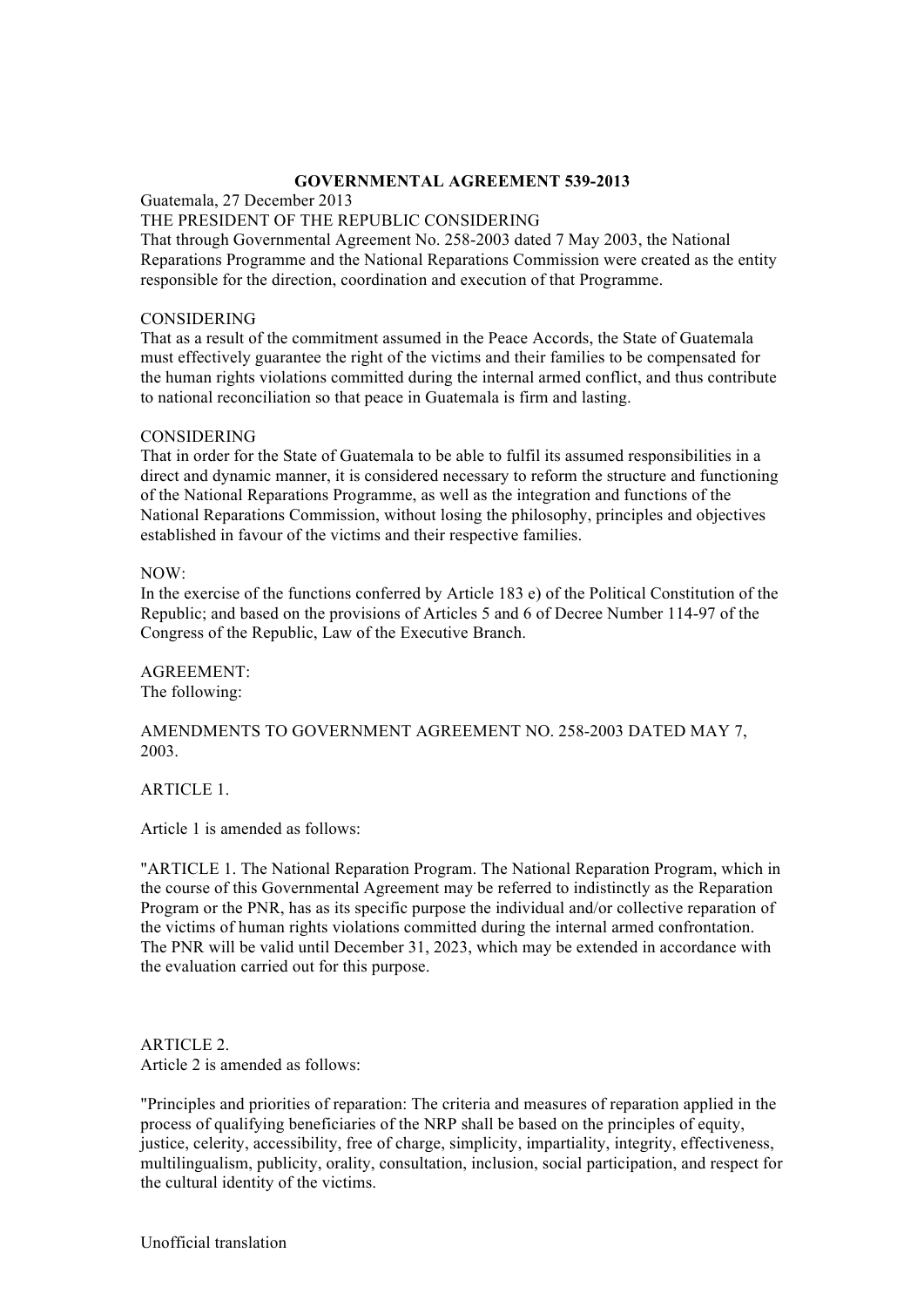# GOVERNMENTAL AGREEMENT 539-2013

Guatemala, 27 December 2013

THE PRESIDENT OF THE REPUBLIC CONSIDERING

That through Governmental Agreement No. 258-2003 dated 7 May 2003, the National Reparations Programme and the National Reparations Commission were created as the entity responsible for the direction, coordination and execution of that Programme.

CONSIDERING

That as a result of the commitment assumed in the Peace Accords, the State of Guatemala must effectively guarantee the right of the victims and their families to be compensated for the human rights violations committed during the internal armed conflict, and thus contribute to national reconciliation so that peace in Guatemala is firm and lasting.

CONSIDERING

That in order for the State of Guatemala to be able to fulfil its assumed responsibilities in a direct and dynamic manner, it is considered necessary to reform the structure and functioning of the National Reparations Programme, as well as the integration and functions of the National Reparations Commission, without losing the philosophy, principles and objectives established in favour of the victims and their respective families.

NOW:

In the exercise of the functions conferred by Article 183 e) of the Political Constitution of the Republic; and based on the provisions of Articles 5 and 6 of Decree Number 114-97 of the Congress of the Republic, Law of the Executive Branch.

AGREEMENT:

The following:

AMENDMENTS TO GOVERNMENT AGREEMENT NO. 258-2003 DATED MAY 7, 2003.

ARTICLE 1.

Article 1 is amended as follows:

"ARTICLE 1. The National Reparation Program. The National Reparation Program, which in the course of this Governmental Agreement may be referred to indistinctly as the Reparation Program or the PNR, has as its specific purpose the individual and/or collective reparation of the victims of human rights violations committed during the internal armed confrontation. The PNR will be valid until December 31, 2023, which may be extended in accordance with the evaluation carried out for this purpose.

ARTICLE 2.

Article 2 is amended as follows:

"Principles and priorities of reparation: The criteria and measures of reparation applied in the process of qualifying beneficiaries of the NRP shall be based on the principles of equity, justice, celerity, accessibility, free of charge, simplicity, impartiality, integrity, effectiveness, multilingualism, publicity, orality, consultation, inclusion, social participation, and respect for the cultural identity of the victims.

Unofficial translation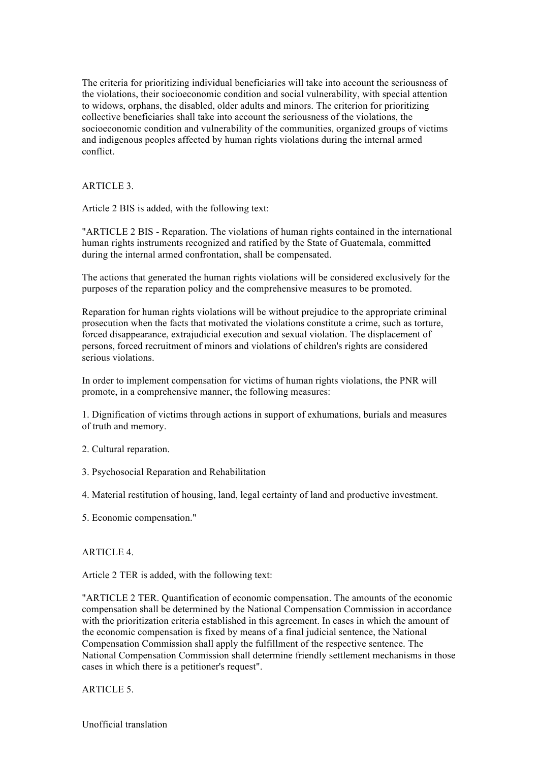The criteria for prioritizing individual beneficiaries will take into account the seriousness of the violations, their socioeconomic condition and social vulnerability, with special attention to widows, orphans, the disabled, older adults and minors. The criterion for prioritizing collective beneficiaries shall take into account the seriousness of the violations, the socioeconomic condition and vulnerability of the communities, organized groups of victims and indigenous peoples affected by human rights violations during the internal armed conflict.

ARTICLE 3.

Article 2 BIS is added, with the following text:

"ARTICLE 2 BIS - Reparation. The violations of human rights contained in the international human rights instruments recognized and ratified by the State of Guatemala, committed during the internal armed confrontation, shall be compensated.

The actions that generated the human rights violations will be considered exclusively for the purposes of the reparation policy and the comprehensive measures to be promoted.

Reparation for human rights violations will be without prejudice to the appropriate criminal prosecution when the facts that motivated the violations constitute a crime, such as torture, forced disappearance, extrajudicial execution and sexual violation. The displacement of persons, forced recruitment of minors and violations of children's rights are considered serious violations.

In order to implement compensation for victims of human rights violations, the PNR will promote, in a comprehensive manner, the following measures:

1. Dignification of victims through actions in support of exhumations, burials and measures of truth and memory.

2. Cultural reparation.

3. Psychosocial Reparation and Rehabilitation

4. Material restitution of housing, land, legal certainty of land and productive investment.

5. Economic compensation."

ARTICLE 4.

Article 2 TER is added, with the following text:

"ARTICLE 2 TER. Quantification of economic compensation. The amounts of the economic compensation shall be determined by the National Compensation Commission in accordance with the prioritization criteria established in this agreement. In cases in which the amount of the economic compensation is fixed by means of a final judicial sentence, the National Compensation Commission shall apply the fulfillment of the respective sentence. The National Compensation Commission shall determine friendly settlement mechanisms in those cases in which there is a petitioner's request".

ARTICLE 5.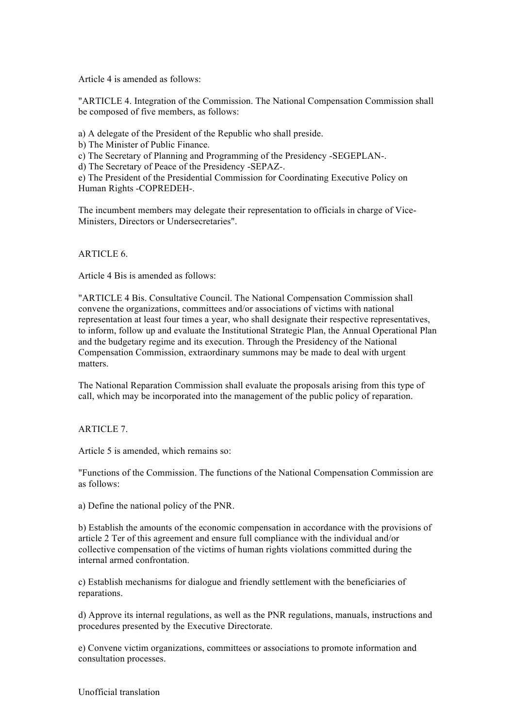Article 4 is amended as follows:

"ARTICLE 4. Integration of the Commission. The National Compensation Commission shall be composed of five members, as follows:

a) A delegate of the President of the Republic who shall preside.
b) The Minister of Public Finance.
c) The Secretary of Planning and Programming of the Presidency -SEGEPLAN-.
d) The Secretary of Peace of the Presidency -SEPAZ-.
e) The President of the Presidential Commission for Coordinating Executive Policy on Human Rights -COPREDEH-.

The incumbent members may delegate their representation to officials in charge of Vice-Ministers, Directors or Undersecretaries".

ARTICLE 6.

Article 4 Bis is amended as follows:

"ARTICLE 4 Bis. Consultative Council. The National Compensation Commission shall convene the organizations, committees and/or associations of victims with national representation at least four times a year, who shall designate their respective representatives, to inform, follow up and evaluate the Institutional Strategic Plan, the Annual Operational Plan and the budgetary regime and its execution. Through the Presidency of the National Compensation Commission, extraordinary summons may be made to deal with urgent matters.

The National Reparation Commission shall evaluate the proposals arising from this type of call, which may be incorporated into the management of the public policy of reparation.

ARTICLE 7.

Article 5 is amended, which remains so:

"Functions of the Commission. The functions of the National Compensation Commission are as follows:

a) Define the national policy of the PNR.

b) Establish the amounts of the economic compensation in accordance with the provisions of article 2 Ter of this agreement and ensure full compliance with the individual and/or collective compensation of the victims of human rights violations committed during the internal armed confrontation.

c) Establish mechanisms for dialogue and friendly settlement with the beneficiaries of reparations.

d) Approve its internal regulations, as well as the PNR regulations, manuals, instructions and procedures presented by the Executive Directorate.

e) Convene victim organizations, committees or associations to promote information and consultation processes.

Unofficial translation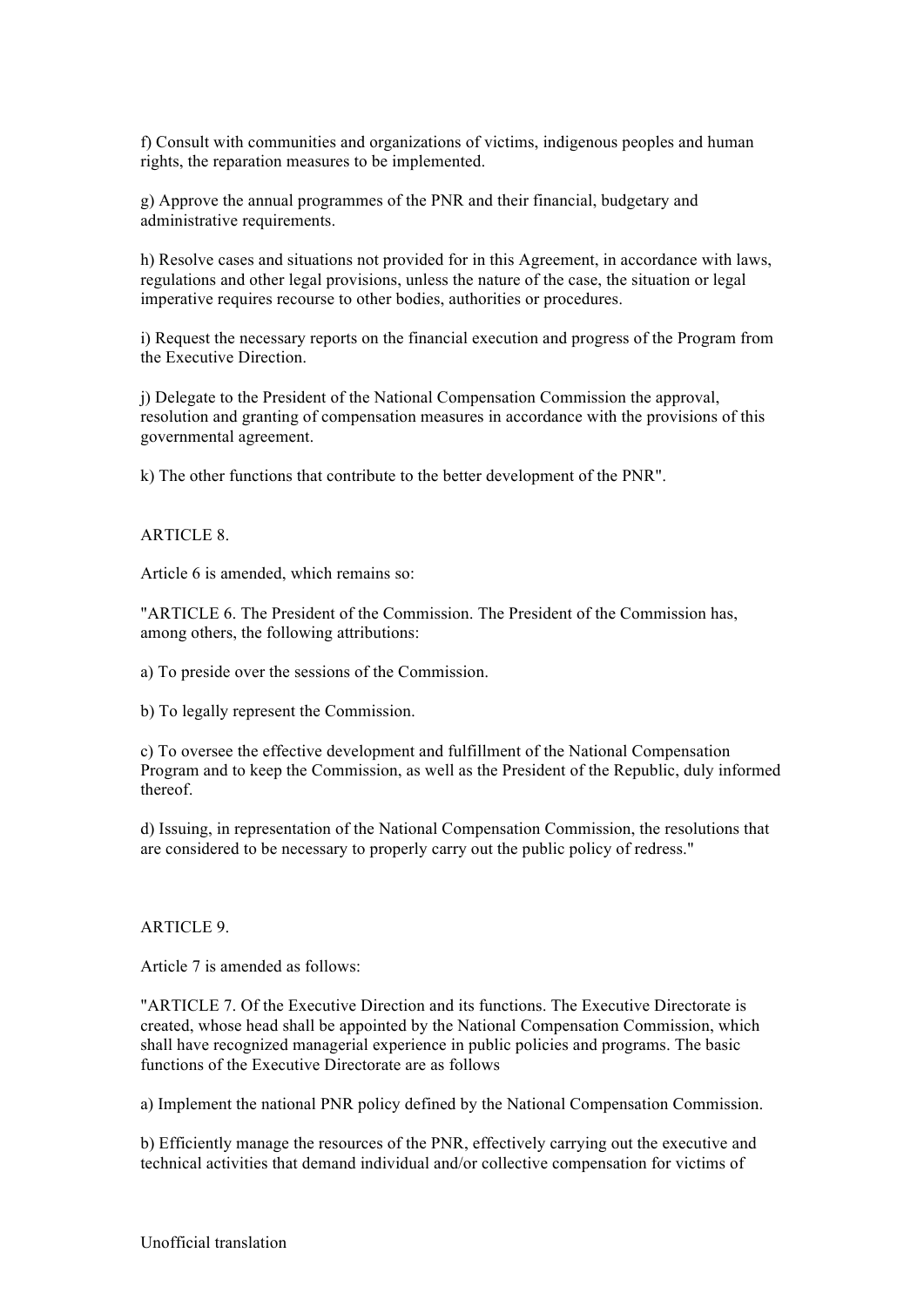f) Consult with communities and organizations of victims, indigenous peoples and human rights, the reparation measures to be implemented.

g) Approve the annual programmes of the PNR and their financial, budgetary and administrative requirements.

h) Resolve cases and situations not provided for in this Agreement, in accordance with laws, regulations and other legal provisions, unless the nature of the case, the situation or legal imperative requires recourse to other bodies, authorities or procedures.

i) Request the necessary reports on the financial execution and progress of the Program from the Executive Direction.

j) Delegate to the President of the National Compensation Commission the approval, resolution and granting of compensation measures in accordance with the provisions of this governmental agreement.

k) The other functions that contribute to the better development of the PNR".

ARTICLE 8.

Article 6 is amended, which remains so:

"ARTICLE 6. The President of the Commission. The President of the Commission has, among others, the following attributions:

a) To preside over the sessions of the Commission.

b) To legally represent the Commission.

c) To oversee the effective development and fulfillment of the National Compensation Program and to keep the Commission, as well as the President of the Republic, duly informed thereof.

d) Issuing, in representation of the National Compensation Commission, the resolutions that are considered to be necessary to properly carry out the public policy of redress."

ARTICLE 9.

Article 7 is amended as follows:

"ARTICLE 7. Of the Executive Direction and its functions. The Executive Directorate is created, whose head shall be appointed by the National Compensation Commission, which shall have recognized managerial experience in public policies and programs. The basic functions of the Executive Directorate are as follows

a) Implement the national PNR policy defined by the National Compensation Commission.

b) Efficiently manage the resources of the PNR, effectively carrying out the executive and technical activities that demand individual and/or collective compensation for victims of

Unofficial translation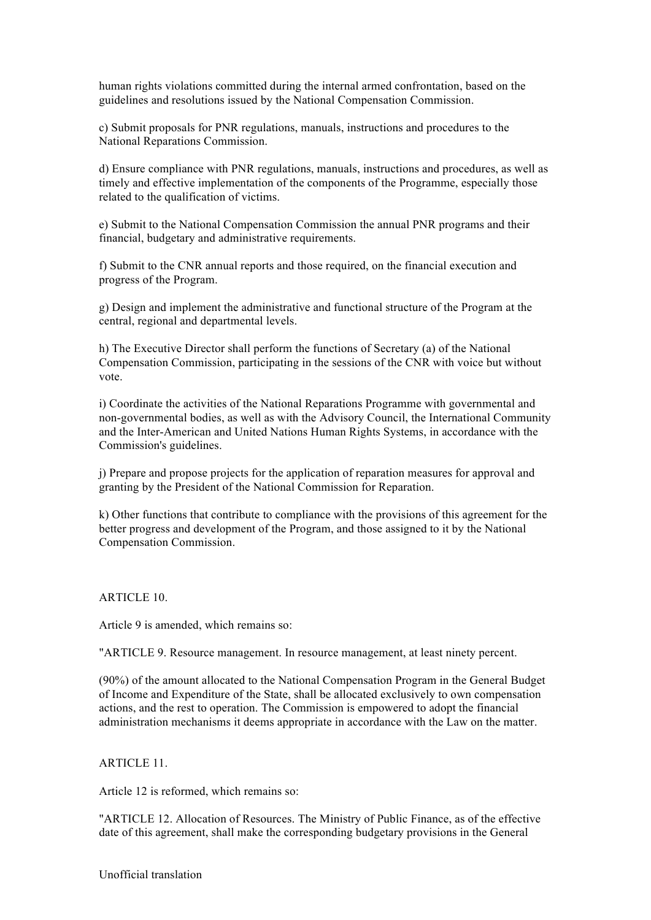human rights violations committed during the internal armed confrontation, based on the guidelines and resolutions issued by the National Compensation Commission.

c) Submit proposals for PNR regulations, manuals, instructions and procedures to the National Reparations Commission.

d) Ensure compliance with PNR regulations, manuals, instructions and procedures, as well as timely and effective implementation of the components of the Programme, especially those related to the qualification of victims.

e) Submit to the National Compensation Commission the annual PNR programs and their financial, budgetary and administrative requirements.

f) Submit to the CNR annual reports and those required, on the financial execution and progress of the Program.

g) Design and implement the administrative and functional structure of the Program at the central, regional and departmental levels.

h) The Executive Director shall perform the functions of Secretary (a) of the National Compensation Commission, participating in the sessions of the CNR with voice but without vote.

i) Coordinate the activities of the National Reparations Programme with governmental and non-governmental bodies, as well as with the Advisory Council, the International Community and the Inter-American and United Nations Human Rights Systems, in accordance with the Commission's guidelines.

j) Prepare and propose projects for the application of reparation measures for approval and granting by the President of the National Commission for Reparation.

k) Other functions that contribute to compliance with the provisions of this agreement for the better progress and development of the Program, and those assigned to it by the National Compensation Commission.

ARTICLE 10.

Article 9 is amended, which remains so:

"ARTICLE 9. Resource management. In resource management, at least ninety percent.

(90%) of the amount allocated to the National Compensation Program in the General Budget of Income and Expenditure of the State, shall be allocated exclusively to own compensation actions, and the rest to operation. The Commission is empowered to adopt the financial administration mechanisms it deems appropriate in accordance with the Law on the matter.

ARTICLE 11.

Article 12 is reformed, which remains so:

"ARTICLE 12. Allocation of Resources. The Ministry of Public Finance, as of the effective date of this agreement, shall make the corresponding budgetary provisions in the General

Unofficial translation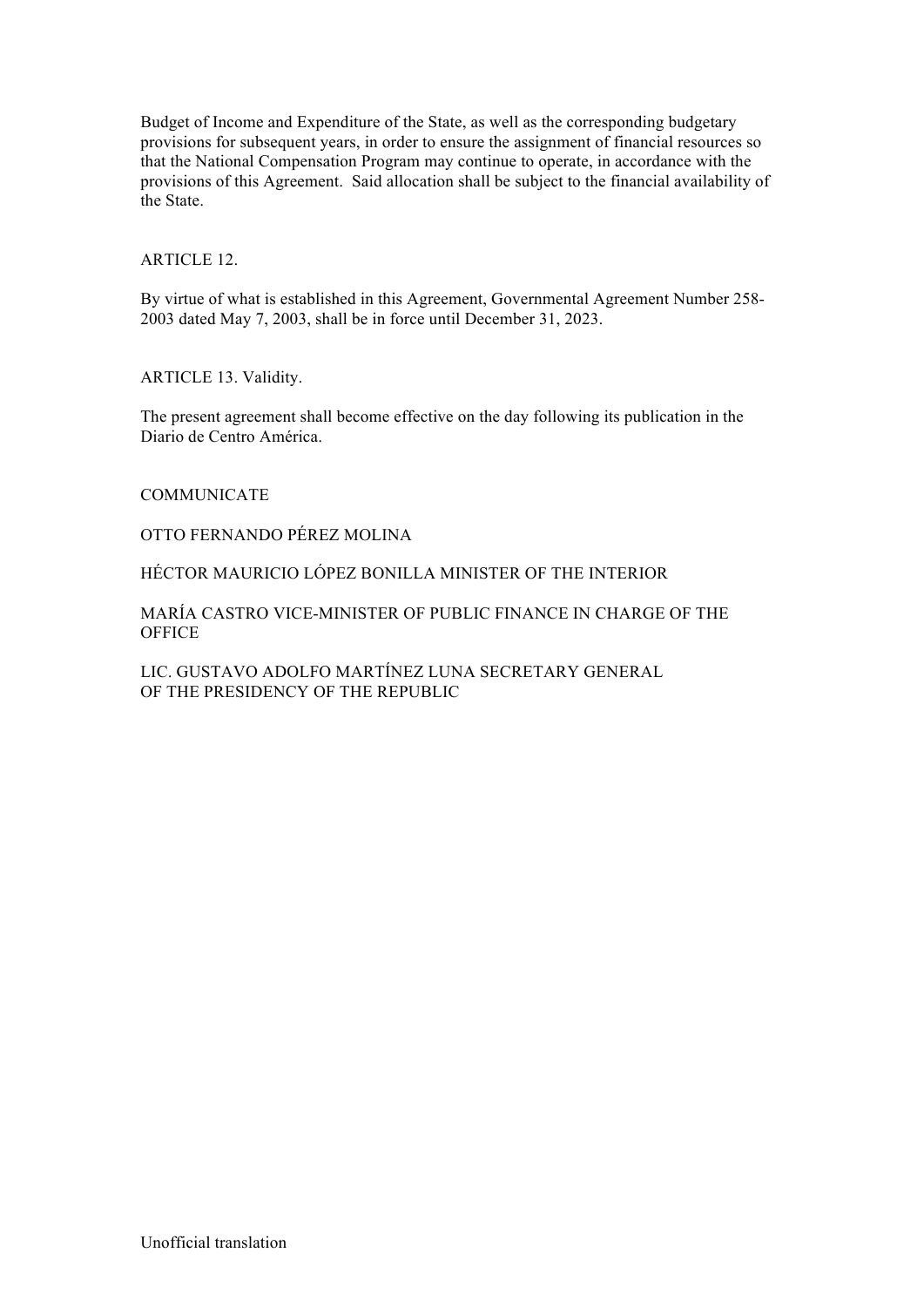Budget of Income and Expenditure of the State, as well as the corresponding budgetary provisions for subsequent years, in order to ensure the assignment of financial resources so that the National Compensation Program may continue to operate, in accordance with the provisions of this Agreement. Said allocation shall be subject to the financial availability of the State.

ARTICLE 12.

By virtue of what is established in this Agreement, Governmental Agreement Number 258-2003 dated May 7, 2003, shall be in force until December 31, 2023.

ARTICLE 13. Validity.

The present agreement shall become effective on the day following its publication in the Diario de Centro América.

COMMUNICATE

OTTO FERNANDO PÉREZ MOLINA

HÉCTOR MAURICIO LÓPEZ BONILLA MINISTER OF THE INTERIOR

MARÍA CASTRO VICE-MINISTER OF PUBLIC FINANCE IN CHARGE OF THE OFFICE

LIC. GUSTAVO ADOLFO MARTÍNEZ LUNA SECRETARY GENERAL OF THE PRESIDENCY OF THE REPUBLIC

Unofficial translation